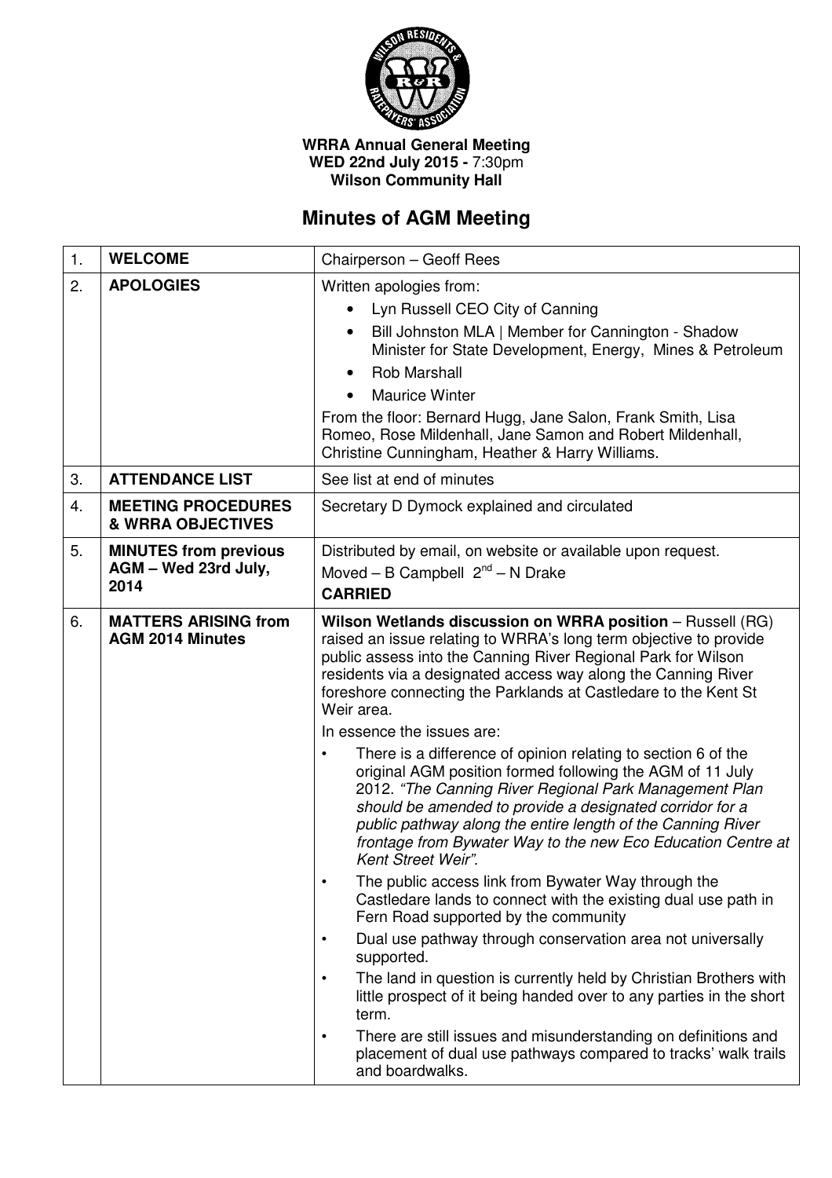**WRRA Annual General Meeting**
**WED 22nd July 2015 -** 7:30pm
**Wilson Community Hall**

# Minutes of AGM Meeting

| | | |
|---|---|---|
| 1. | **WELCOME** | Chairperson – Geoff Rees |
| 2. | **APOLOGIES** | Written apologies from:<br>• Lyn Russell CEO City of Canning<br>• Bill Johnston MLA \| Member for Cannington - Shadow Minister for State Development, Energy, Mines & Petroleum<br>• Rob Marshall<br>• Maurice Winter<br>From the floor: Bernard Hugg, Jane Salon, Frank Smith, Lisa Romeo, Rose Mildenhall, Jane Samon and Robert Mildenhall, Christine Cunningham, Heather & Harry Williams. |
| 3. | **ATTENDANCE LIST** | See list at end of minutes |
| 4. | **MEETING PROCEDURES & WRRA OBJECTIVES** | Secretary D Dymock explained and circulated |
| 5. | **MINUTES from previous AGM – Wed 23rd July, 2014** | Distributed by email, on website or available upon request.<br>Moved – B Campbell 2[nd] – N Drake<br>**CARRIED** |
| 6. | **MATTERS ARISING from AGM 2014 Minutes** | **Wilson Wetlands discussion on WRRA position** – Russell (RG) raised an issue relating to WRRA's long term objective to provide public assess into the Canning River Regional Park for Wilson residents via a designated access way along the Canning River foreshore connecting the Parklands at Castledare to the Kent St Weir area.<br>In essence the issues are:<br>• There is a difference of opinion relating to section 6 of the original AGM position formed following the AGM of 11 July 2012. *"The Canning River Regional Park Management Plan should be amended to provide a designated corridor for a public pathway along the entire length of the Canning River frontage from Bywater Way to the new Eco Education Centre at Kent Street Weir".*<br>• The public access link from Bywater Way through the Castledare lands to connect with the existing dual use path in Fern Road supported by the community<br>• Dual use pathway through conservation area not universally supported.<br>• The land in question is currently held by Christian Brothers with little prospect of it being handed over to any parties in the short term.<br>• There are still issues and misunderstanding on definitions and placement of dual use pathways compared to tracks' walk trails and boardwalks. |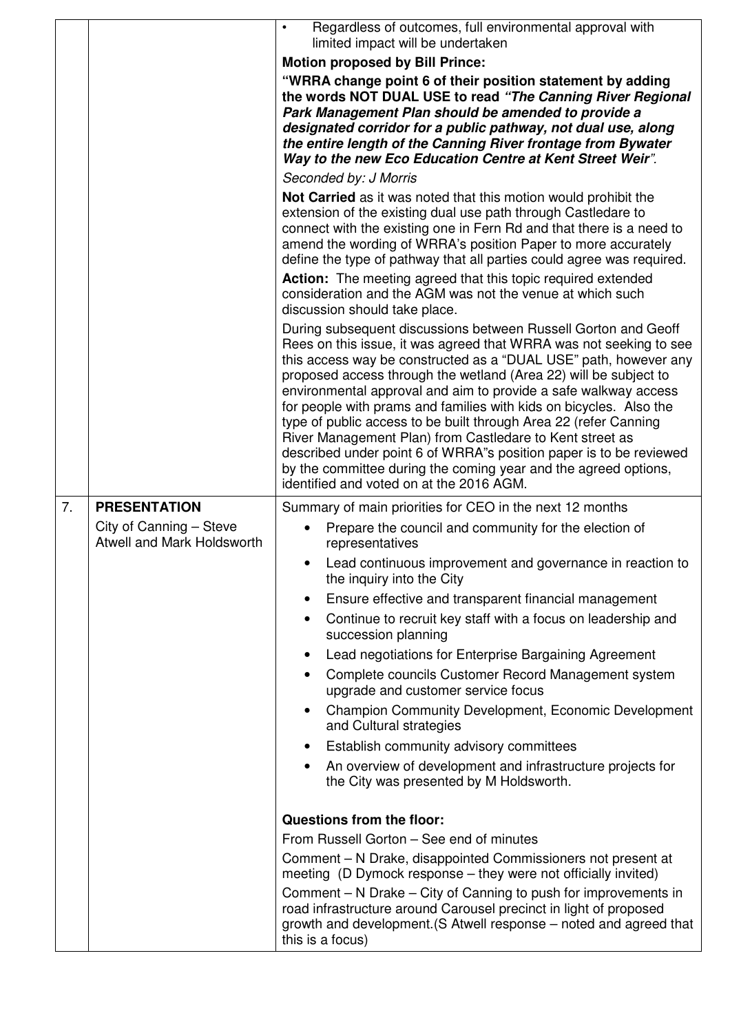| | | |
|---|---|---|
| | | • Regardless of outcomes, full environmental approval with limited impact will be undertaken<br><br>**Motion proposed by Bill Prince:**<br><br>**"WRRA change point 6 of their position statement by adding the words NOT DUAL USE to read *"The Canning River Regional Park Management Plan should be amended to provide a designated corridor for a public pathway, not dual use, along the entire length of the Canning River frontage from Bywater Way to the new Eco Education Centre at Kent Street Weir"*.**<br><br>*Seconded by: J Morris*<br><br>**Not Carried** as it was noted that this motion would prohibit the extension of the existing dual use path through Castledare to connect with the existing one in Fern Rd and that there is a need to amend the wording of WRRA's position Paper to more accurately define the type of pathway that all parties could agree was required.<br><br>**Action:** The meeting agreed that this topic required extended consideration and the AGM was not the venue at which such discussion should take place.<br><br>During subsequent discussions between Russell Gorton and Geoff Rees on this issue, it was agreed that WRRA was not seeking to see this access way be constructed as a "DUAL USE" path, however any proposed access through the wetland (Area 22) will be subject to environmental approval and aim to provide a safe walkway access for people with prams and families with kids on bicycles. Also the type of public access to be built through Area 22 (refer Canning River Management Plan) from Castledare to Kent street as described under point 6 of WRRA"s position paper is to be reviewed by the committee during the coming year and the agreed options, identified and voted on at the 2016 AGM. |
| 7. | **PRESENTATION**<br><br>City of Canning – Steve Atwell and Mark Holdsworth | Summary of main priorities for CEO in the next 12 months<br><br>• Prepare the council and community for the election of representatives<br>• Lead continuous improvement and governance in reaction to the inquiry into the City<br>• Ensure effective and transparent financial management<br>• Continue to recruit key staff with a focus on leadership and succession planning<br>• Lead negotiations for Enterprise Bargaining Agreement<br>• Complete councils Customer Record Management system upgrade and customer service focus<br>• Champion Community Development, Economic Development and Cultural strategies<br>• Establish community advisory committees<br>• An overview of development and infrastructure projects for the City was presented by M Holdsworth.<br><br>**Questions from the floor:**<br><br>From Russell Gorton – See end of minutes<br><br>Comment – N Drake, disappointed Commissioners not present at meeting (D Dymock response – they were not officially invited)<br><br>Comment – N Drake – City of Canning to push for improvements in road infrastructure around Carousel precinct in light of proposed growth and development.(S Atwell response – noted and agreed that this is a focus) |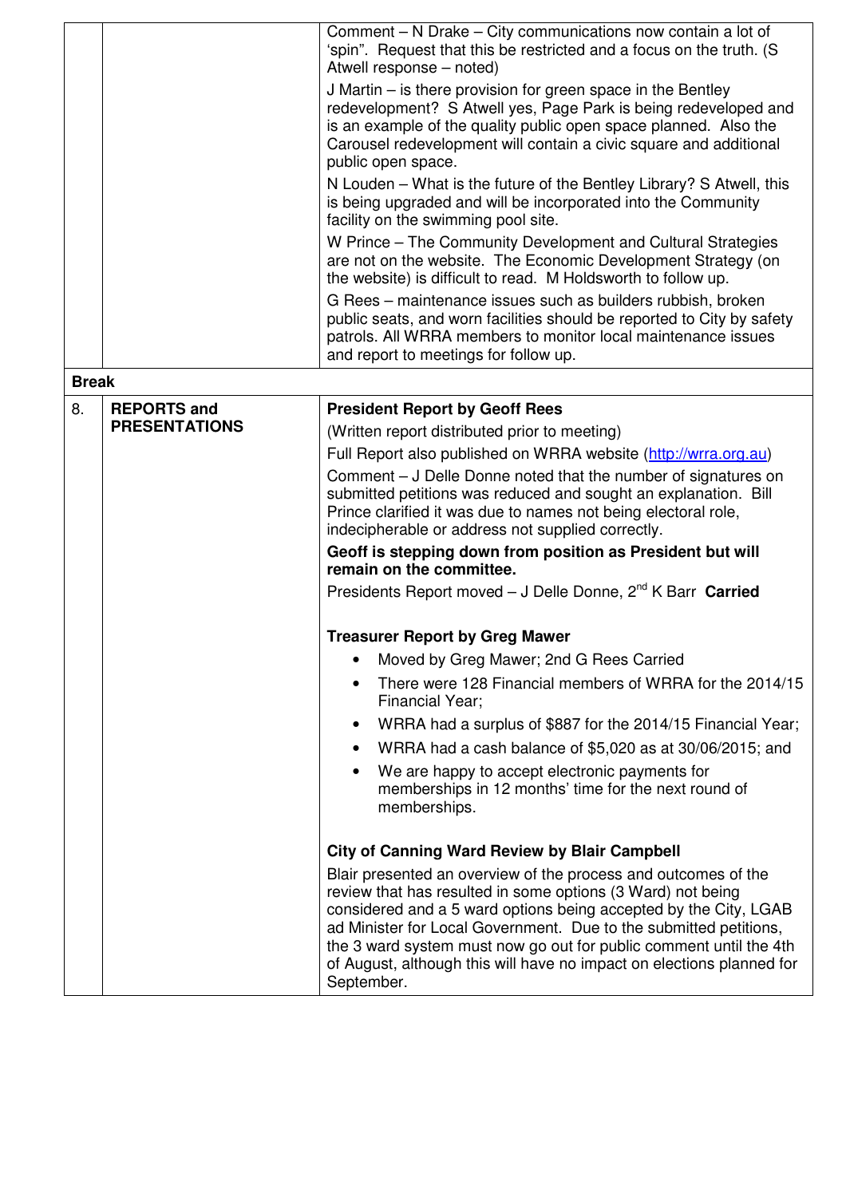| | | |
|---|---|---|
| | | Comment – N Drake – City communications now contain a lot of 'spin". Request that this be restricted and a focus on the truth. (S Atwell response – noted)<br><br>J Martin – is there provision for green space in the Bentley redevelopment? S Atwell yes, Page Park is being redeveloped and is an example of the quality public open space planned. Also the Carousel redevelopment will contain a civic square and additional public open space.<br><br>N Louden – What is the future of the Bentley Library? S Atwell, this is being upgraded and will be incorporated into the Community facility on the swimming pool site.<br><br>W Prince – The Community Development and Cultural Strategies are not on the website. The Economic Development Strategy (on the website) is difficult to read. M Holdsworth to follow up.<br><br>G Rees – maintenance issues such as builders rubbish, broken public seats, and worn facilities should be reported to City by safety patrols. All WRRA members to monitor local maintenance issues and report to meetings for follow up. |
| **Break** | | |
| 8. | **REPORTS and PRESENTATIONS** | **President Report by Geoff Rees**<br><br>(Written report distributed prior to meeting)<br><br>Full Report also published on WRRA website (http://wrra.org.au)<br><br>Comment – J Delle Donne noted that the number of signatures on submitted petitions was reduced and sought an explanation. Bill Prince clarified it was due to names not being electoral role, indecipherable or address not supplied correctly.<br><br>**Geoff is stepping down from position as President but will remain on the committee.**<br><br>Presidents Report moved – J Delle Donne, 2nd K Barr **Carried**<br><br>**Treasurer Report by Greg Mawer**<br><br>• Moved by Greg Mawer; 2nd G Rees Carried<br>• There were 128 Financial members of WRRA for the 2014/15 Financial Year;<br>• WRRA had a surplus of $887 for the 2014/15 Financial Year;<br>• WRRA had a cash balance of $5,020 as at 30/06/2015; and<br>• We are happy to accept electronic payments for memberships in 12 months' time for the next round of memberships.<br><br>**City of Canning Ward Review by Blair Campbell**<br><br>Blair presented an overview of the process and outcomes of the review that has resulted in some options (3 Ward) not being considered and a 5 ward options being accepted by the City, LGAB ad Minister for Local Government. Due to the submitted petitions, the 3 ward system must now go out for public comment until the 4th of August, although this will have no impact on elections planned for September. |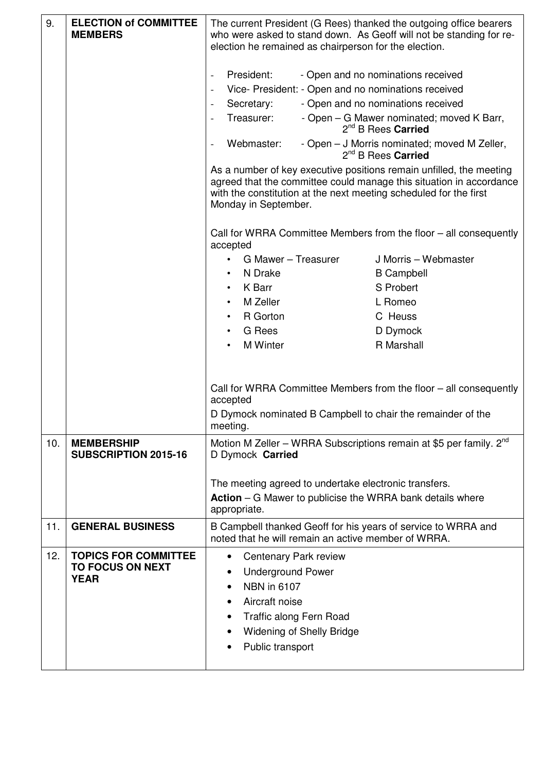| | | |
|---|---|---|
| 9. | **ELECTION of COMMITTEE MEMBERS** | The current President (G Rees) thanked the outgoing office bearers who were asked to stand down. As Geoff will not be standing for re-election he remained as chairperson for the election.<br><br>- President: - Open and no nominations received<br>- Vice- President: - Open and no nominations received<br>- Secretary: - Open and no nominations received<br>- Treasurer: - Open – G Mawer nominated; moved K Barr, 2nd B Rees **Carried**<br>- Webmaster: - Open – J Morris nominated; moved M Zeller, 2nd B Rees **Carried**<br><br>As a number of key executive positions remain unfilled, the meeting agreed that the committee could manage this situation in accordance with the constitution at the next meeting scheduled for the first Monday in September.<br><br>Call for WRRA Committee Members from the floor – all consequently accepted<br>• G Mawer – Treasurer / J Morris – Webmaster<br>• N Drake / B Campbell<br>• K Barr / S Probert<br>• M Zeller / L Romeo<br>• R Gorton / C Heuss<br>• G Rees / D Dymock<br>• M Winter / R Marshall<br><br>Call for WRRA Committee Members from the floor – all consequently accepted<br>D Dymock nominated B Campbell to chair the remainder of the meeting. |
| 10. | **MEMBERSHIP SUBSCRIPTION 2015-16** | Motion M Zeller – WRRA Subscriptions remain at $5 per family. 2nd D Dymock **Carried**<br><br>The meeting agreed to undertake electronic transfers.<br>**Action** – G Mawer to publicise the WRRA bank details where appropriate. |
| 11. | **GENERAL BUSINESS** | B Campbell thanked Geoff for his years of service to WRRA and noted that he will remain an active member of WRRA. |
| 12. | **TOPICS FOR COMMITTEE TO FOCUS ON NEXT YEAR** | • Centenary Park review<br>• Underground Power<br>• NBN in 6107<br>• Aircraft noise<br>• Traffic along Fern Road<br>• Widening of Shelly Bridge<br>• Public transport |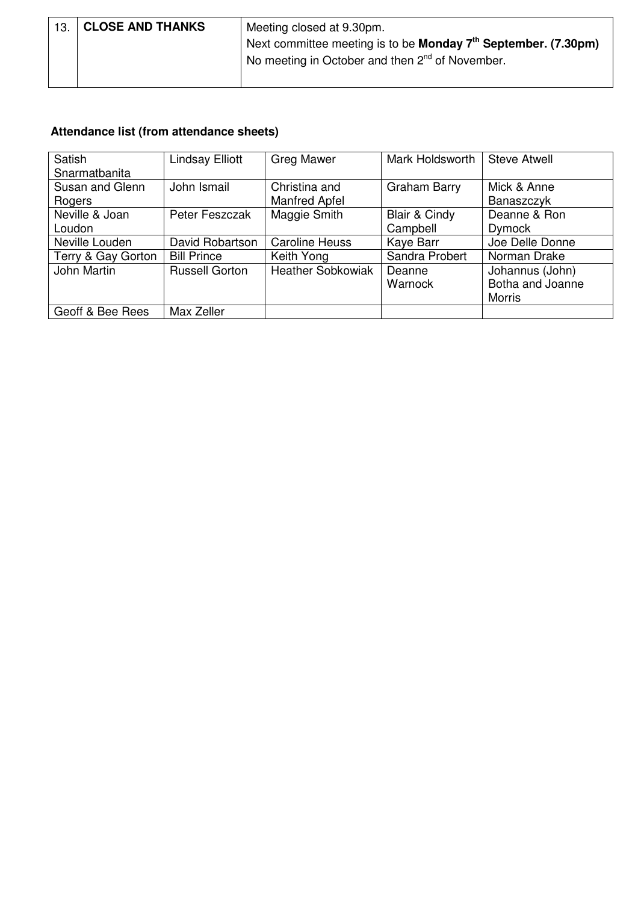| 13. | CLOSE AND THANKS | Meeting closed at 9.30pm.<br>Next committee meeting is to be **Monday 7th September. (7.30pm)**<br>No meeting in October and then 2nd of November. |
|---|---|---|

**Attendance list (from attendance sheets)**

| | | | | |
|---|---|---|---|---|
| Satish Snarmatbanita | Lindsay Elliott | Greg Mawer | Mark Holdsworth | Steve Atwell |
| Susan and Glenn Rogers | John Ismail | Christina and Manfred Apfel | Graham Barry | Mick & Anne Banaszczyk |
| Neville & Joan Loudon | Peter Feszczak | Maggie Smith | Blair & Cindy Campbell | Deanne & Ron Dymock |
| Neville Louden | David Robartson | Caroline Heuss | Kaye Barr | Joe Delle Donne |
| Terry & Gay Gorton | Bill Prince | Keith Yong | Sandra Probert | Norman Drake |
| John Martin | Russell Gorton | Heather Sobkowiak | Deanne Warnock | Johannus (John) Botha and Joanne Morris |
| Geoff & Bee Rees | Max Zeller | | | |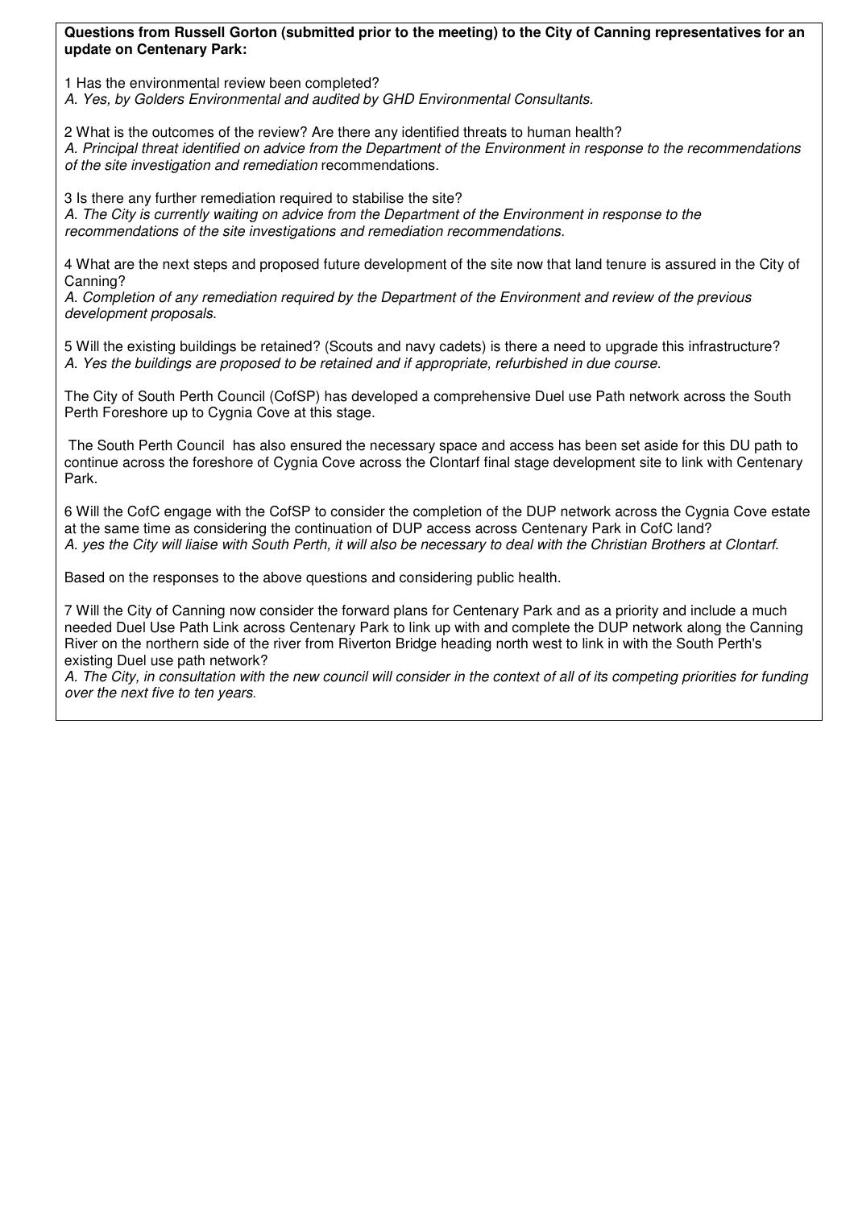**Questions from Russell Gorton (submitted prior to the meeting) to the City of Canning representatives for an update on Centenary Park:**

1 Has the environmental review been completed?
*A. Yes, by Golders Environmental and audited by GHD Environmental Consultants.*

2 What is the outcomes of the review? Are there any identified threats to human health?
*A. Principal threat identified on advice from the Department of the Environment in response to the recommendations of the site investigation and remediation* recommendations.

3 Is there any further remediation required to stabilise the site?
*A. The City is currently waiting on advice from the Department of the Environment in response to the recommendations of the site investigations and remediation recommendations.*

4 What are the next steps and proposed future development of the site now that land tenure is assured in the City of Canning?
*A. Completion of any remediation required by the Department of the Environment and review of the previous development proposals.*

5 Will the existing buildings be retained? (Scouts and navy cadets) is there a need to upgrade this infrastructure?
*A. Yes the buildings are proposed to be retained and if appropriate, refurbished in due course.*

The City of South Perth Council (CofSP) has developed a comprehensive Duel use Path network across the South Perth Foreshore up to Cygnia Cove at this stage.

The South Perth Council has also ensured the necessary space and access has been set aside for this DU path to continue across the foreshore of Cygnia Cove across the Clontarf final stage development site to link with Centenary Park.

6 Will the CofC engage with the CofSP to consider the completion of the DUP network across the Cygnia Cove estate at the same time as considering the continuation of DUP access across Centenary Park in CofC land?
*A. yes the City will liaise with South Perth, it will also be necessary to deal with the Christian Brothers at Clontarf.*

Based on the responses to the above questions and considering public health.

7 Will the City of Canning now consider the forward plans for Centenary Park and as a priority and include a much needed Duel Use Path Link across Centenary Park to link up with and complete the DUP network along the Canning River on the northern side of the river from Riverton Bridge heading north west to link in with the South Perth's existing Duel use path network?
*A. The City, in consultation with the new council will consider in the context of all of its competing priorities for funding over the next five to ten years.*